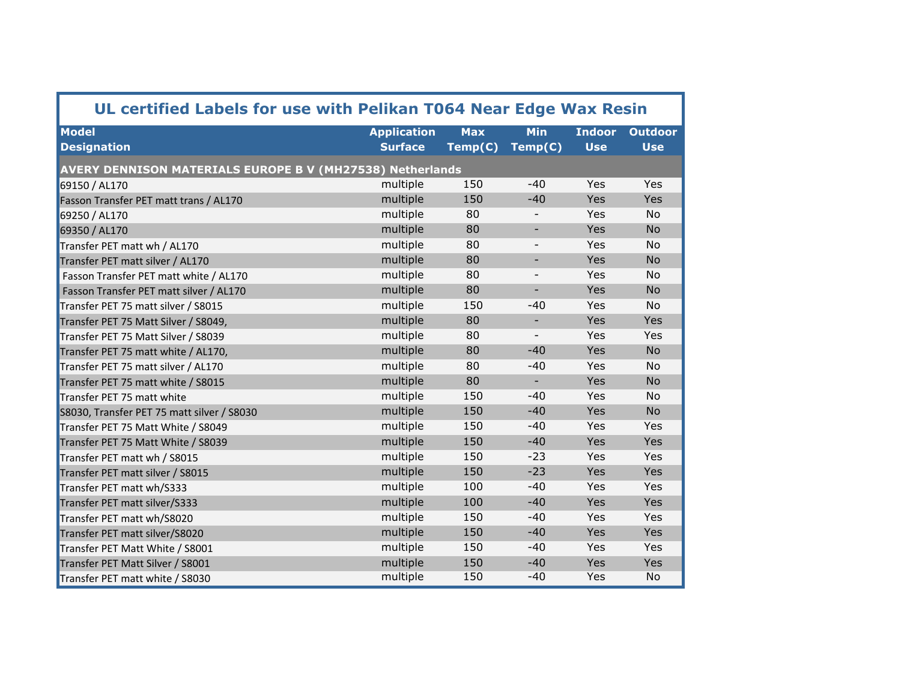# UL certified Labels for use with Pelikan T064 Near Edge Wax Resin

| Model Designation | Application Surface | Max Temp(C) | Min Temp(C) | Indoor Use | Outdoor Use |
|---|---|---|---|---|---|
| **AVERY DENNISON MATERIALS EUROPE B V (MH27538) Netherlands** | | | | | |
| 69150 / AL170 | multiple | 150 | -40 | Yes | Yes |
| Fasson Transfer PET matt trans / AL170 | multiple | 150 | -40 | Yes | Yes |
| 69250 / AL170 | multiple | 80 | - | Yes | No |
| 69350 / AL170 | multiple | 80 | - | Yes | No |
| Transfer PET matt wh / AL170 | multiple | 80 | - | Yes | No |
| Transfer PET matt silver / AL170 | multiple | 80 | - | Yes | No |
| Fasson Transfer PET matt white / AL170 | multiple | 80 | - | Yes | No |
| Fasson Transfer PET matt silver / AL170 | multiple | 80 | - | Yes | No |
| Transfer PET 75 matt silver / S8015 | multiple | 150 | -40 | Yes | No |
| Transfer PET 75 Matt Silver / S8049, | multiple | 80 | - | Yes | Yes |
| Transfer PET 75 Matt Silver / S8039 | multiple | 80 | - | Yes | Yes |
| Transfer PET 75 matt white / AL170, | multiple | 80 | -40 | Yes | No |
| Transfer PET 75 matt silver / AL170 | multiple | 80 | -40 | Yes | No |
| Transfer PET 75 matt white / S8015 | multiple | 80 | - | Yes | No |
| Transfer PET 75 matt white | multiple | 150 | -40 | Yes | No |
| S8030, Transfer PET 75 matt silver / S8030 | multiple | 150 | -40 | Yes | No |
| Transfer PET 75 Matt White / S8049 | multiple | 150 | -40 | Yes | Yes |
| Transfer PET 75 Matt White / S8039 | multiple | 150 | -40 | Yes | Yes |
| Transfer PET matt wh / S8015 | multiple | 150 | -23 | Yes | Yes |
| Transfer PET matt silver / S8015 | multiple | 150 | -23 | Yes | Yes |
| Transfer PET matt wh/S333 | multiple | 100 | -40 | Yes | Yes |
| Transfer PET matt silver/S333 | multiple | 100 | -40 | Yes | Yes |
| Transfer PET matt wh/S8020 | multiple | 150 | -40 | Yes | Yes |
| Transfer PET matt silver/S8020 | multiple | 150 | -40 | Yes | Yes |
| Transfer PET Matt White / S8001 | multiple | 150 | -40 | Yes | Yes |
| Transfer PET Matt Silver / S8001 | multiple | 150 | -40 | Yes | Yes |
| Transfer PET matt white / S8030 | multiple | 150 | -40 | Yes | No |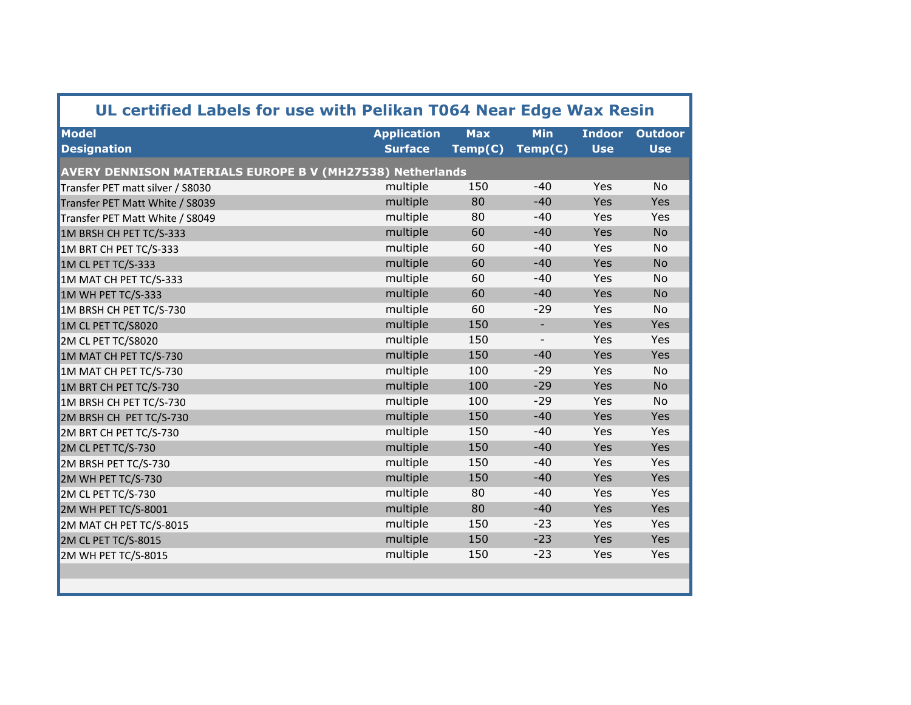## UL certified Labels for use with Pelikan T064 Near Edge Wax Resin

| Model Designation | Application Surface | Max Temp(C) | Min Temp(C) | Indoor Use | Outdoor Use |
|---|---|---|---|---|---|
| **AVERY DENNISON MATERIALS EUROPE B V (MH27538) Netherlands** | | | | | |
| Transfer PET matt silver / S8030 | multiple | 150 | -40 | Yes | No |
| Transfer PET Matt White / S8039 | multiple | 80 | -40 | Yes | Yes |
| Transfer PET Matt White / S8049 | multiple | 80 | -40 | Yes | Yes |
| 1M BRSH CH PET TC/S-333 | multiple | 60 | -40 | Yes | No |
| 1M BRT CH PET TC/S-333 | multiple | 60 | -40 | Yes | No |
| 1M CL PET TC/S-333 | multiple | 60 | -40 | Yes | No |
| 1M MAT CH PET TC/S-333 | multiple | 60 | -40 | Yes | No |
| 1M WH PET TC/S-333 | multiple | 60 | -40 | Yes | No |
| 1M BRSH CH PET TC/S-730 | multiple | 60 | -29 | Yes | No |
| 1M CL PET TC/S8020 | multiple | 150 | - | Yes | Yes |
| 2M CL PET TC/S8020 | multiple | 150 | - | Yes | Yes |
| 1M MAT CH PET TC/S-730 | multiple | 150 | -40 | Yes | Yes |
| 1M MAT CH PET TC/S-730 | multiple | 100 | -29 | Yes | No |
| 1M BRT CH PET TC/S-730 | multiple | 100 | -29 | Yes | No |
| 1M BRSH CH PET TC/S-730 | multiple | 100 | -29 | Yes | No |
| 2M BRSH CH PET TC/S-730 | multiple | 150 | -40 | Yes | Yes |
| 2M BRT CH PET TC/S-730 | multiple | 150 | -40 | Yes | Yes |
| 2M CL PET TC/S-730 | multiple | 150 | -40 | Yes | Yes |
| 2M BRSH PET TC/S-730 | multiple | 150 | -40 | Yes | Yes |
| 2M WH PET TC/S-730 | multiple | 150 | -40 | Yes | Yes |
| 2M CL PET TC/S-730 | multiple | 80 | -40 | Yes | Yes |
| 2M WH PET TC/S-8001 | multiple | 80 | -40 | Yes | Yes |
| 2M MAT CH PET TC/S-8015 | multiple | 150 | -23 | Yes | Yes |
| 2M CL PET TC/S-8015 | multiple | 150 | -23 | Yes | Yes |
| 2M WH PET TC/S-8015 | multiple | 150 | -23 | Yes | Yes |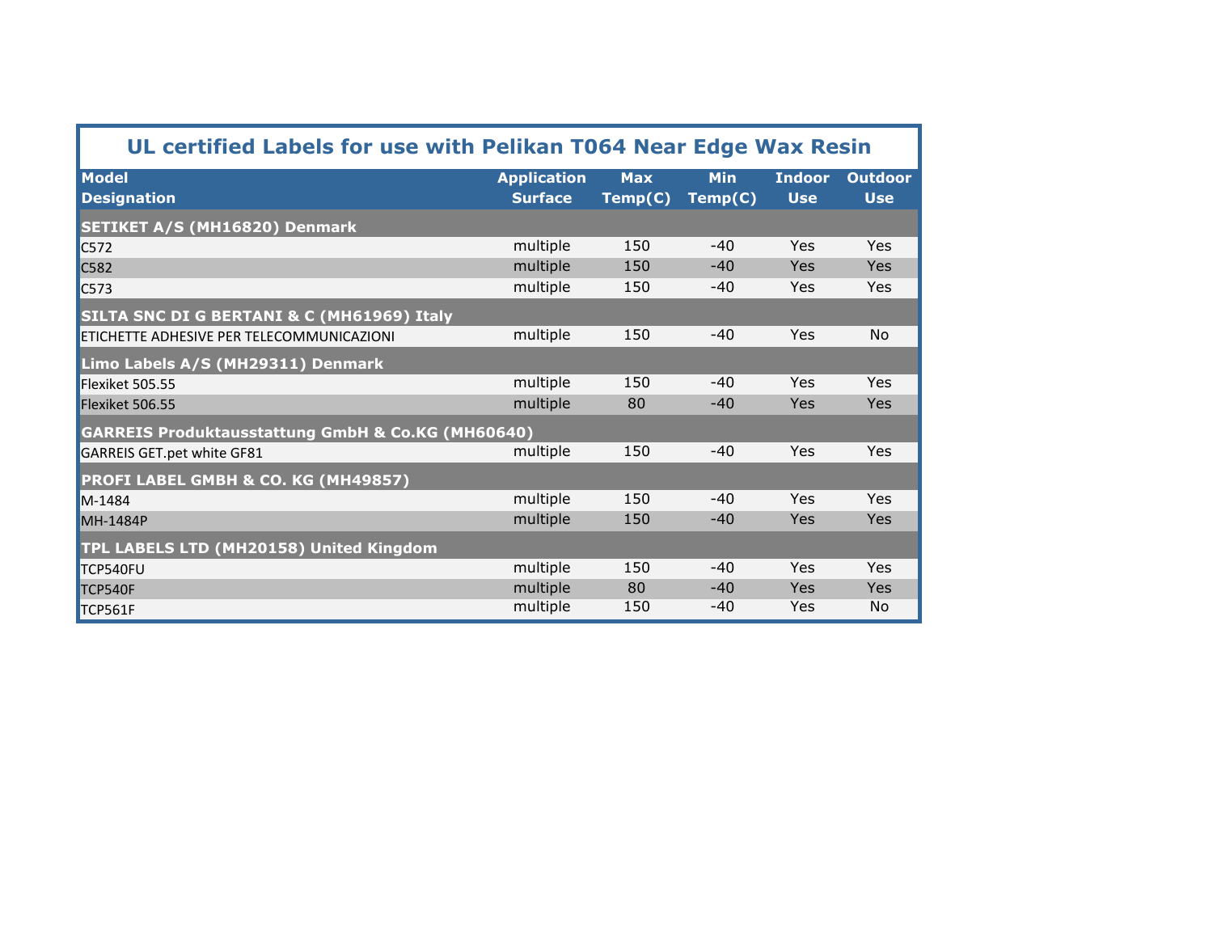## UL certified Labels for use with Pelikan T064 Near Edge Wax Resin

| Model Designation | Application Surface | Max Temp(C) | Min Temp(C) | Indoor Use | Outdoor Use |
|---|---|---|---|---|---|
| **SETIKET A/S (MH16820) Denmark** | | | | | |
| C572 | multiple | 150 | -40 | Yes | Yes |
| C582 | multiple | 150 | -40 | Yes | Yes |
| C573 | multiple | 150 | -40 | Yes | Yes |
| **SILTA SNC DI G BERTANI & C (MH61969) Italy** | | | | | |
| ETICHETTE ADHESIVE PER TELECOMMUNICAZIONI | multiple | 150 | -40 | Yes | No |
| **Limo Labels A/S (MH29311) Denmark** | | | | | |
| Flexiket 505.55 | multiple | 150 | -40 | Yes | Yes |
| Flexiket 506.55 | multiple | 80 | -40 | Yes | Yes |
| **GARREIS Produktausstattung GmbH & Co.KG (MH60640)** | | | | | |
| GARREIS GET.pet white GF81 | multiple | 150 | -40 | Yes | Yes |
| **PROFI LABEL GMBH & CO. KG (MH49857)** | | | | | |
| M-1484 | multiple | 150 | -40 | Yes | Yes |
| MH-1484P | multiple | 150 | -40 | Yes | Yes |
| **TPL LABELS LTD (MH20158) United Kingdom** | | | | | |
| TCP540FU | multiple | 150 | -40 | Yes | Yes |
| TCP540F | multiple | 80 | -40 | Yes | Yes |
| TCP561F | multiple | 150 | -40 | Yes | No |